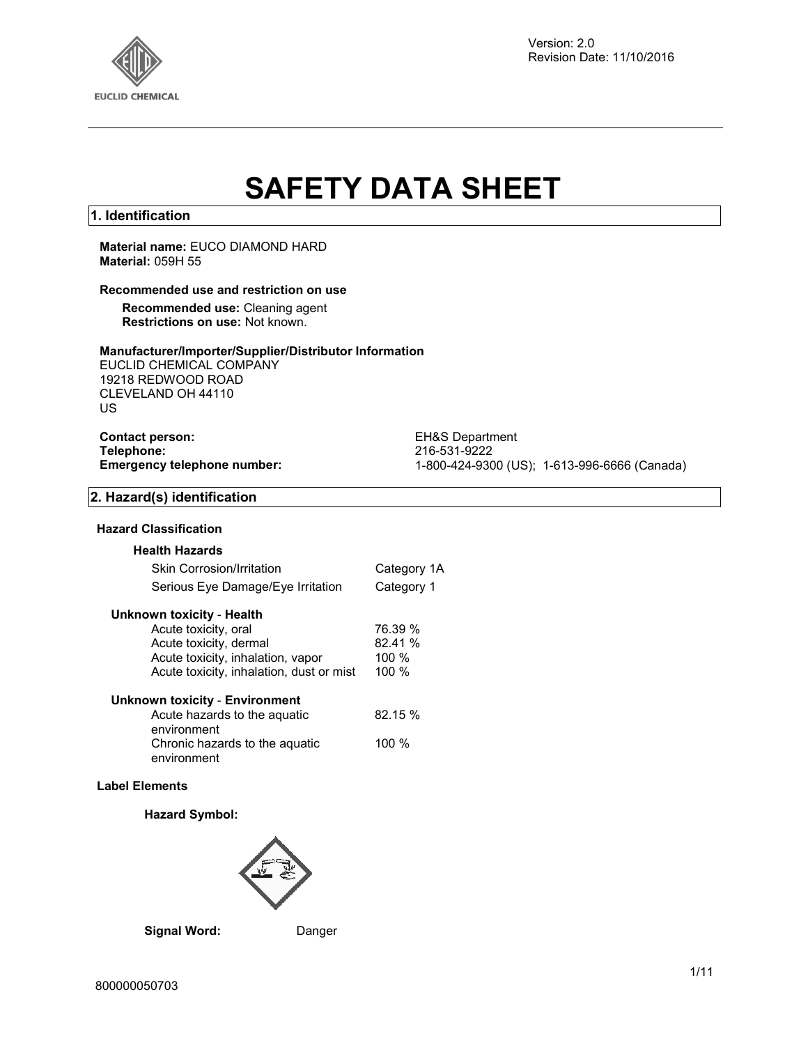Version: 2.0
Revision Date: 11/10/2016

# SAFETY DATA SHEET

## 1. Identification

**Material name:** EUCO DIAMOND HARD
**Material:** 059H 55

**Recommended use and restriction on use**

**Recommended use:** Cleaning agent
**Restrictions on use:** Not known.

**Manufacturer/Importer/Supplier/Distributor Information**
EUCLID CHEMICAL COMPANY
19218 REDWOOD ROAD
CLEVELAND OH 44110
US

| | |
|---|---|
| **Contact person:** | EH&S Department |
| **Telephone:** | 216-531-9222 |
| **Emergency telephone number:** | 1-800-424-9300 (US); 1-613-996-6666 (Canada) |

## 2. Hazard(s) identification

**Hazard Classification**

**Health Hazards**

| | |
|---|---|
| Skin Corrosion/Irritation | Category 1A |
| Serious Eye Damage/Eye Irritation | Category 1 |

**Unknown toxicity - Health**

| | |
|---|---|
| Acute toxicity, oral | 76.39 % |
| Acute toxicity, dermal | 82.41 % |
| Acute toxicity, inhalation, vapor | 100 % |
| Acute toxicity, inhalation, dust or mist | 100 % |

**Unknown toxicity - Environment**

| | |
|---|---|
| Acute hazards to the aquatic environment | 82.15 % |
| Chronic hazards to the aquatic environment | 100 % |

**Label Elements**

**Hazard Symbol:**

**Signal Word:** Danger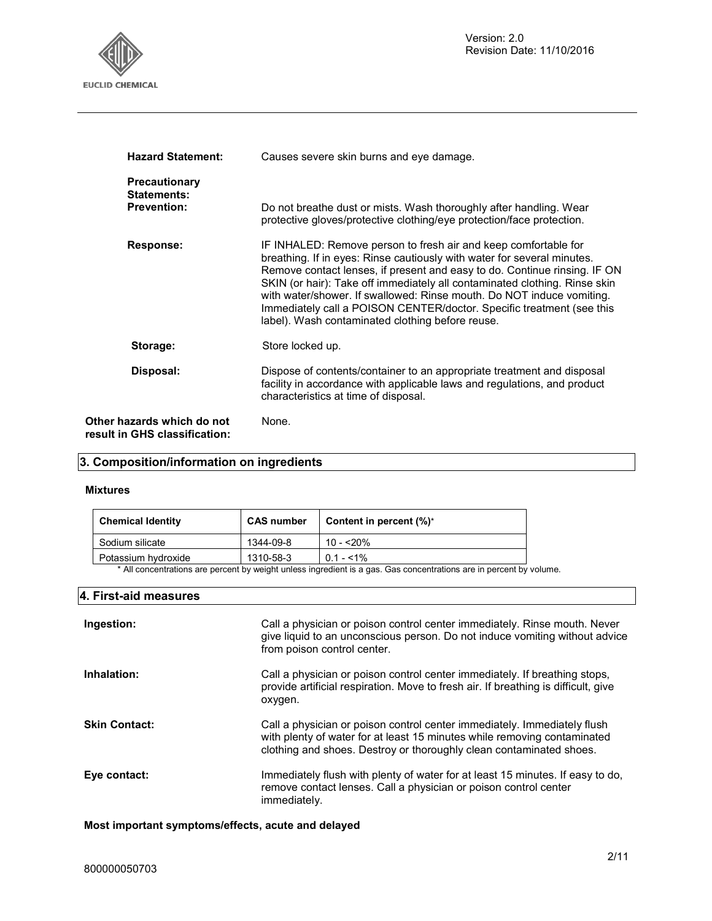**Hazard Statement:** Causes severe skin burns and eye damage.

**Precautionary Statements:**

**Prevention:** Do not breathe dust or mists. Wash thoroughly after handling. Wear protective gloves/protective clothing/eye protection/face protection.

**Response:** IF INHALED: Remove person to fresh air and keep comfortable for breathing. If in eyes: Rinse cautiously with water for several minutes. Remove contact lenses, if present and easy to do. Continue rinsing. IF ON SKIN (or hair): Take off immediately all contaminated clothing. Rinse skin with water/shower. If swallowed: Rinse mouth. Do NOT induce vomiting. Immediately call a POISON CENTER/doctor. Specific treatment (see this label). Wash contaminated clothing before reuse.

**Storage:** Store locked up.

**Disposal:** Dispose of contents/container to an appropriate treatment and disposal facility in accordance with applicable laws and regulations, and product characteristics at time of disposal.

**Other hazards which do not result in GHS classification:** None.

## 3. Composition/information on ingredients

**Mixtures**

| Chemical Identity | CAS number | Content in percent (%)* |
|---|---|---|
| Sodium silicate | 1344-09-8 | 10 - <20% |
| Potassium hydroxide | 1310-58-3 | 0.1 - <1% |

\* All concentrations are percent by weight unless ingredient is a gas. Gas concentrations are in percent by volume.

## 4. First-aid measures

**Ingestion:** Call a physician or poison control center immediately. Rinse mouth. Never give liquid to an unconscious person. Do not induce vomiting without advice from poison control center.

**Inhalation:** Call a physician or poison control center immediately. If breathing stops, provide artificial respiration. Move to fresh air. If breathing is difficult, give oxygen.

**Skin Contact:** Call a physician or poison control center immediately. Immediately flush with plenty of water for at least 15 minutes while removing contaminated clothing and shoes. Destroy or thoroughly clean contaminated shoes.

**Eye contact:** Immediately flush with plenty of water for at least 15 minutes. If easy to do, remove contact lenses. Call a physician or poison control center immediately.

**Most important symptoms/effects, acute and delayed**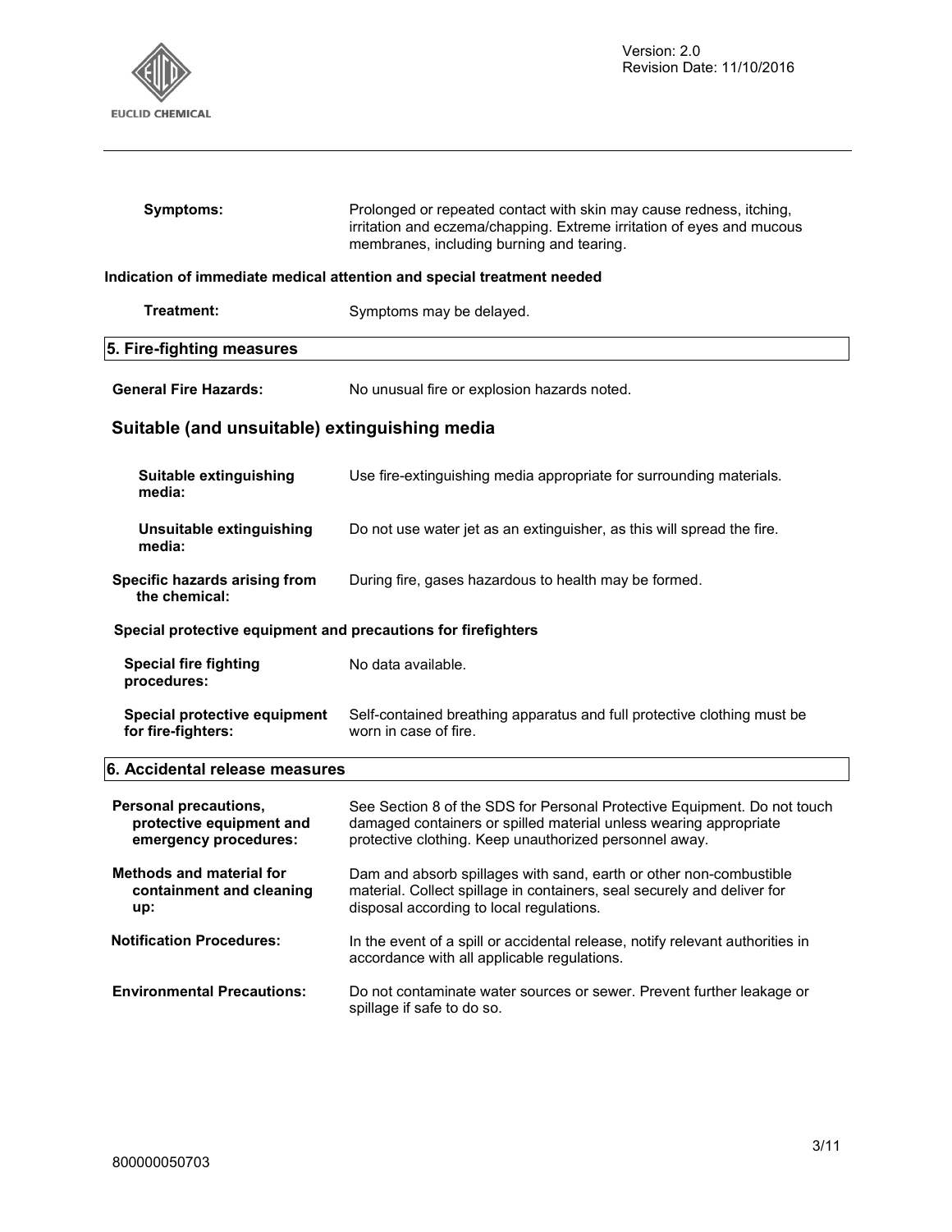**Symptoms:** Prolonged or repeated contact with skin may cause redness, itching, irritation and eczema/chapping. Extreme irritation of eyes and mucous membranes, including burning and tearing.

**Indication of immediate medical attention and special treatment needed**

**Treatment:** Symptoms may be delayed.

## 5. Fire-fighting measures

**General Fire Hazards:** No unusual fire or explosion hazards noted.

### Suitable (and unsuitable) extinguishing media

**Suitable extinguishing media:** Use fire-extinguishing media appropriate for surrounding materials.

**Unsuitable extinguishing media:** Do not use water jet as an extinguisher, as this will spread the fire.

**Specific hazards arising from the chemical:** During fire, gases hazardous to health may be formed.

**Special protective equipment and precautions for firefighters**

**Special fire fighting procedures:** No data available.

**Special protective equipment for fire-fighters:** Self-contained breathing apparatus and full protective clothing must be worn in case of fire.

## 6. Accidental release measures

**Personal precautions, protective equipment and emergency procedures:** See Section 8 of the SDS for Personal Protective Equipment. Do not touch damaged containers or spilled material unless wearing appropriate protective clothing. Keep unauthorized personnel away.

**Methods and material for containment and cleaning up:** Dam and absorb spillages with sand, earth or other non-combustible material. Collect spillage in containers, seal securely and deliver for disposal according to local regulations.

**Notification Procedures:** In the event of a spill or accidental release, notify relevant authorities in accordance with all applicable regulations.

**Environmental Precautions:** Do not contaminate water sources or sewer. Prevent further leakage or spillage if safe to do so.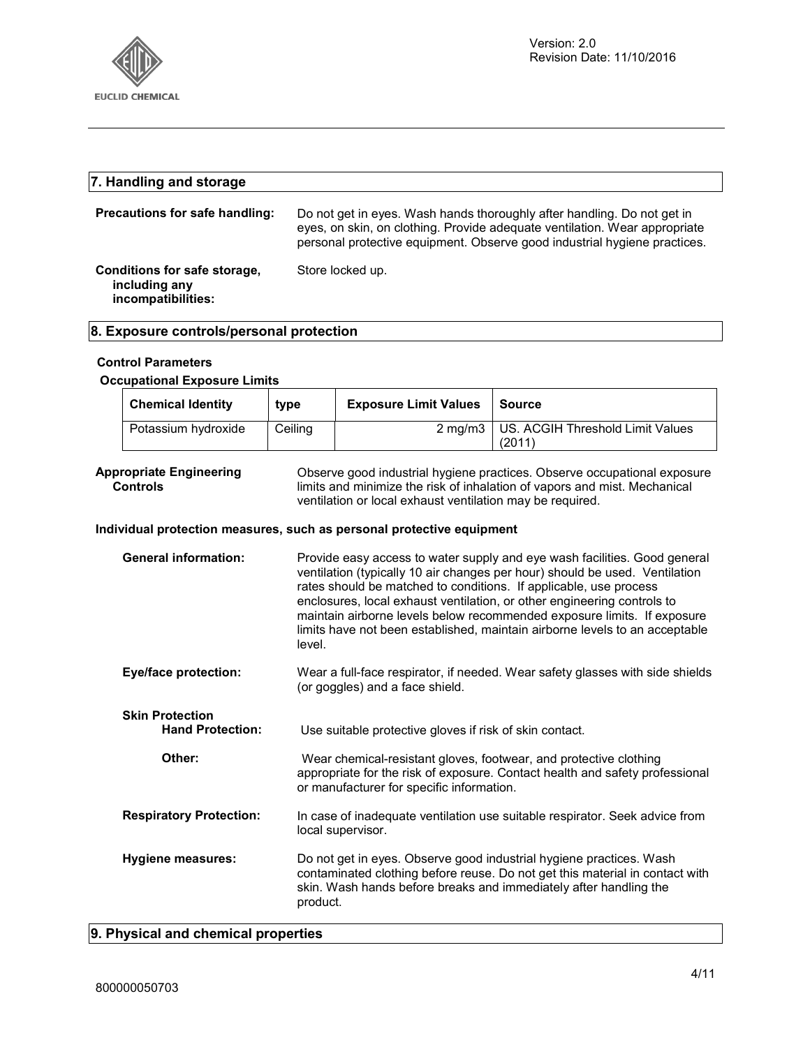## 7. Handling and storage

**Precautions for safe handling:** Do not get in eyes. Wash hands thoroughly after handling. Do not get in eyes, on skin, on clothing. Provide adequate ventilation. Wear appropriate personal protective equipment. Observe good industrial hygiene practices.

**Conditions for safe storage, including any incompatibilities:** Store locked up.

## 8. Exposure controls/personal protection

### Control Parameters

#### Occupational Exposure Limits

| Chemical Identity | type | Exposure Limit Values | Source |
|---|---|---|---|
| Potassium hydroxide | Ceiling | 2 mg/m3 | US. ACGIH Threshold Limit Values (2011) |

**Appropriate Engineering Controls:** Observe good industrial hygiene practices. Observe occupational exposure limits and minimize the risk of inhalation of vapors and mist. Mechanical ventilation or local exhaust ventilation may be required.

### Individual protection measures, such as personal protective equipment

**General information:** Provide easy access to water supply and eye wash facilities. Good general ventilation (typically 10 air changes per hour) should be used. Ventilation rates should be matched to conditions. If applicable, use process enclosures, local exhaust ventilation, or other engineering controls to maintain airborne levels below recommended exposure limits. If exposure limits have not been established, maintain airborne levels to an acceptable level.

**Eye/face protection:** Wear a full-face respirator, if needed. Wear safety glasses with side shields (or goggles) and a face shield.

**Skin Protection**

**Hand Protection:** Use suitable protective gloves if risk of skin contact.

**Other:** Wear chemical-resistant gloves, footwear, and protective clothing appropriate for the risk of exposure. Contact health and safety professional or manufacturer for specific information.

**Respiratory Protection:** In case of inadequate ventilation use suitable respirator. Seek advice from local supervisor.

**Hygiene measures:** Do not get in eyes. Observe good industrial hygiene practices. Wash contaminated clothing before reuse. Do not get this material in contact with skin. Wash hands before breaks and immediately after handling the product.

## 9. Physical and chemical properties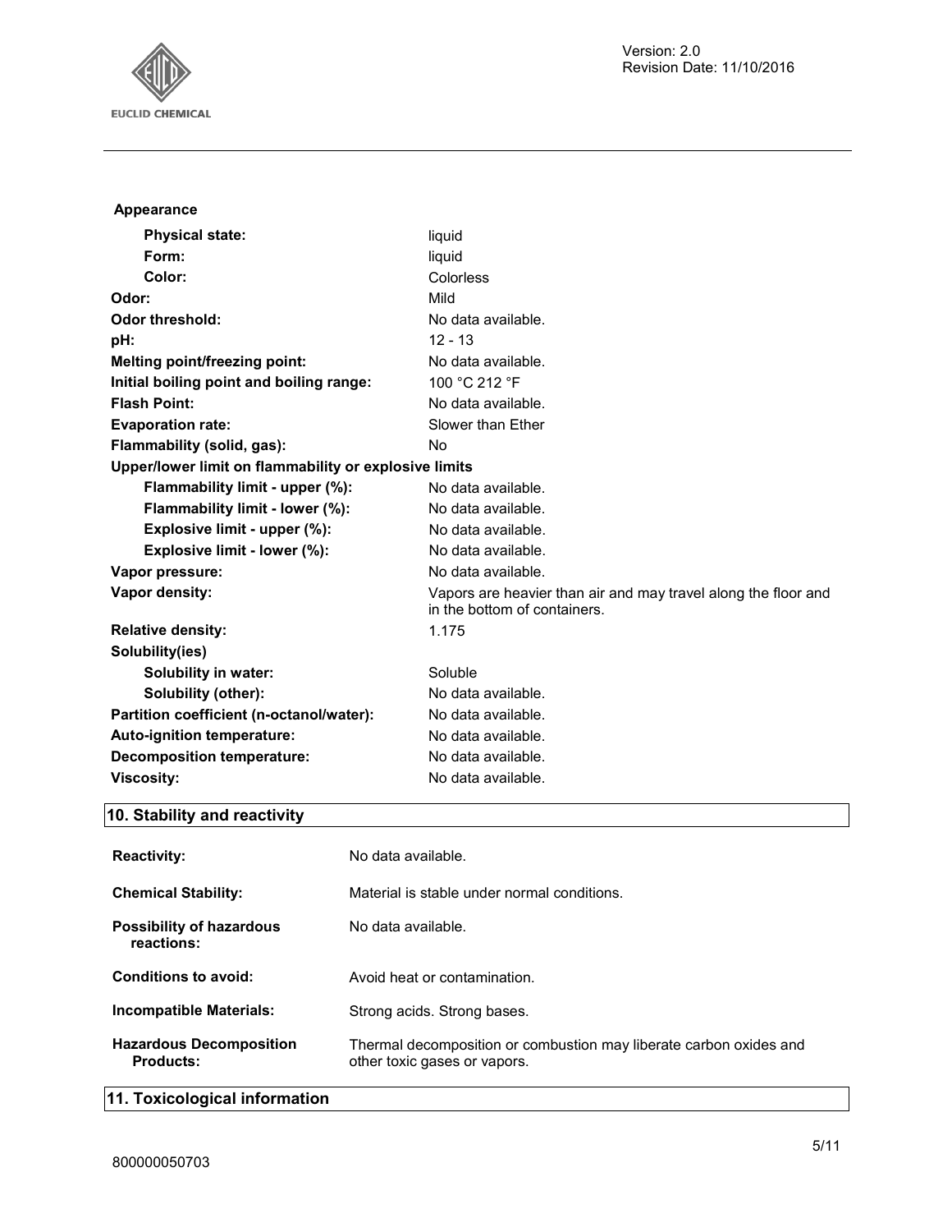**Appearance**

| | |
|---|---|
| **Physical state:** | liquid |
| **Form:** | liquid |
| **Color:** | Colorless |
| **Odor:** | Mild |
| **Odor threshold:** | No data available. |
| **pH:** | 12 - 13 |
| **Melting point/freezing point:** | No data available. |
| **Initial boiling point and boiling range:** | 100 °C 212 °F |
| **Flash Point:** | No data available. |
| **Evaporation rate:** | Slower than Ether |
| **Flammability (solid, gas):** | No |
| **Upper/lower limit on flammability or explosive limits** | |
| **Flammability limit - upper (%):** | No data available. |
| **Flammability limit - lower (%):** | No data available. |
| **Explosive limit - upper (%):** | No data available. |
| **Explosive limit - lower (%):** | No data available. |
| **Vapor pressure:** | No data available. |
| **Vapor density:** | Vapors are heavier than air and may travel along the floor and in the bottom of containers. |
| **Relative density:** | 1.175 |
| **Solubility(ies)** | |
| **Solubility in water:** | Soluble |
| **Solubility (other):** | No data available. |
| **Partition coefficient (n-octanol/water):** | No data available. |
| **Auto-ignition temperature:** | No data available. |
| **Decomposition temperature:** | No data available. |
| **Viscosity:** | No data available. |

## 10. Stability and reactivity

| | |
|---|---|
| **Reactivity:** | No data available. |
| **Chemical Stability:** | Material is stable under normal conditions. |
| **Possibility of hazardous reactions:** | No data available. |
| **Conditions to avoid:** | Avoid heat or contamination. |
| **Incompatible Materials:** | Strong acids. Strong bases. |
| **Hazardous Decomposition Products:** | Thermal decomposition or combustion may liberate carbon oxides and other toxic gases or vapors. |

## 11. Toxicological information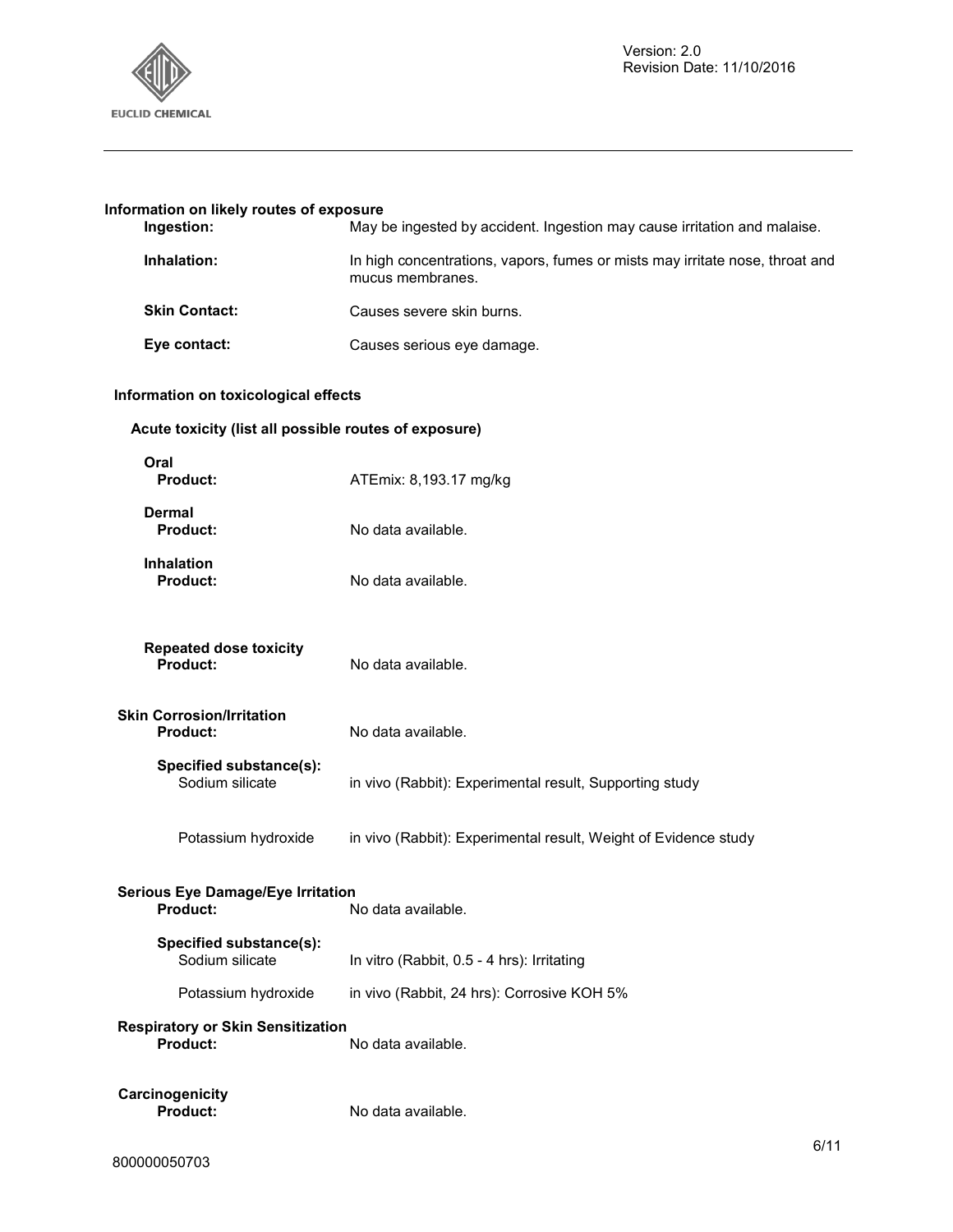### Information on likely routes of exposure

**Ingestion:** May be ingested by accident. Ingestion may cause irritation and malaise.

**Inhalation:** In high concentrations, vapors, fumes or mists may irritate nose, throat and mucus membranes.

**Skin Contact:** Causes severe skin burns.

**Eye contact:** Causes serious eye damage.

### Information on toxicological effects

#### Acute toxicity (list all possible routes of exposure)

**Oral**
**Product:** ATEmix: 8,193.17 mg/kg

**Dermal**
**Product:** No data available.

**Inhalation**
**Product:** No data available.

**Repeated dose toxicity**
**Product:** No data available.

#### Skin Corrosion/Irritation

**Product:** No data available.

**Specified substance(s):**

| Substance | Result |
|---|---|
| Sodium silicate | in vivo (Rabbit): Experimental result, Supporting study |
| Potassium hydroxide | in vivo (Rabbit): Experimental result, Weight of Evidence study |

#### Serious Eye Damage/Eye Irritation

**Product:** No data available.

**Specified substance(s):**

| Substance | Result |
|---|---|
| Sodium silicate | In vitro (Rabbit, 0.5 - 4 hrs): Irritating |
| Potassium hydroxide | in vivo (Rabbit, 24 hrs): Corrosive KOH 5% |

#### Respiratory or Skin Sensitization

**Product:** No data available.

#### Carcinogenicity

**Product:** No data available.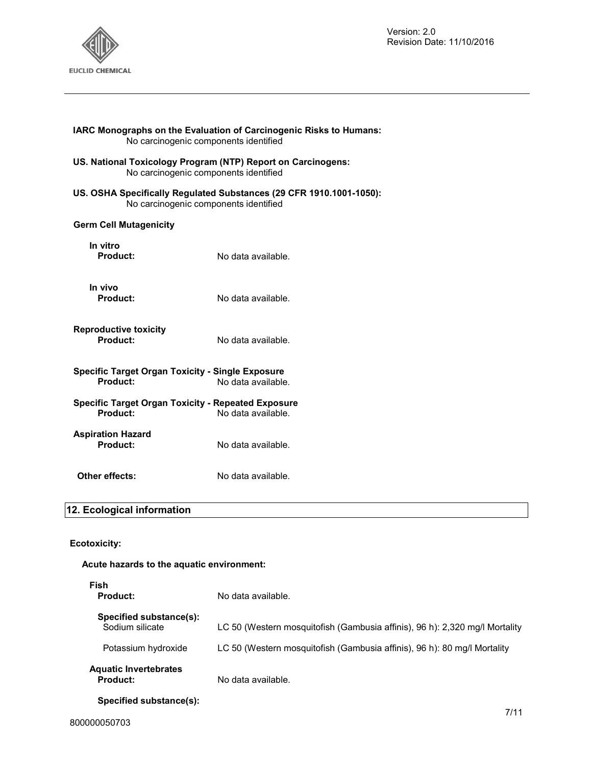**IARC Monographs on the Evaluation of Carcinogenic Risks to Humans:**
No carcinogenic components identified

**US. National Toxicology Program (NTP) Report on Carcinogens:**
No carcinogenic components identified

**US. OSHA Specifically Regulated Substances (29 CFR 1910.1001-1050):**
No carcinogenic components identified

**Germ Cell Mutagenicity**

**In vitro**
**Product:** No data available.

**In vivo**
**Product:** No data available.

**Reproductive toxicity**
**Product:** No data available.

**Specific Target Organ Toxicity - Single Exposure**
**Product:** No data available.

**Specific Target Organ Toxicity - Repeated Exposure**
**Product:** No data available.

**Aspiration Hazard**
**Product:** No data available.

**Other effects:** No data available.

## 12. Ecological information

**Ecotoxicity:**

**Acute hazards to the aquatic environment:**

**Fish**
**Product:** No data available.

**Specified substance(s):**

| | |
|---|---|
| Sodium silicate | LC 50 (Western mosquitofish (Gambusia affinis), 96 h): 2,320 mg/l Mortality |
| Potassium hydroxide | LC 50 (Western mosquitofish (Gambusia affinis), 96 h): 80 mg/l Mortality |

**Aquatic Invertebrates**
**Product:** No data available.

**Specified substance(s):**

800000050703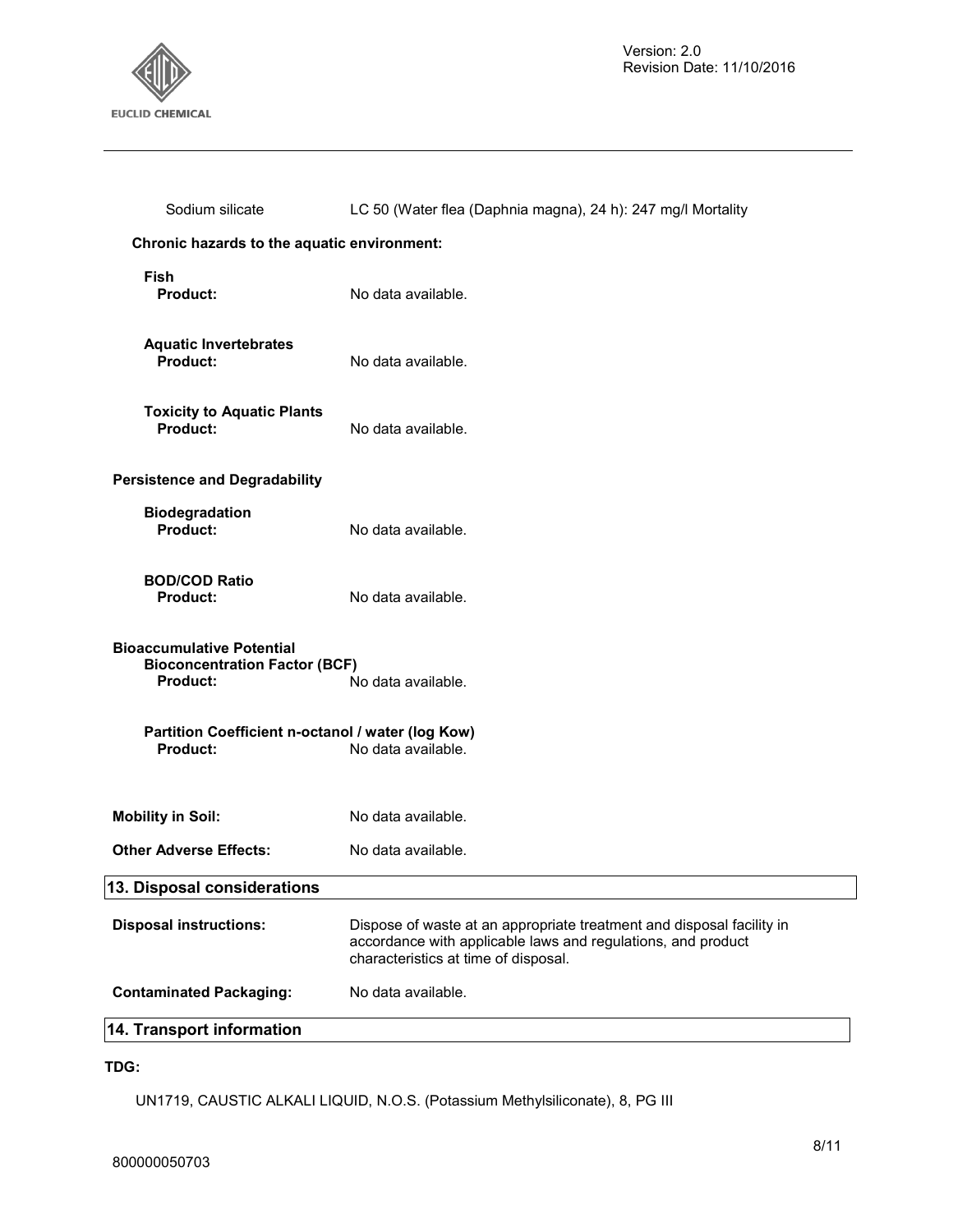Sodium silicate LC 50 (Water flea (Daphnia magna), 24 h): 247 mg/l Mortality

**Chronic hazards to the aquatic environment:**

**Fish**
**Product:** No data available.

**Aquatic Invertebrates**
**Product:** No data available.

**Toxicity to Aquatic Plants**
**Product:** No data available.

**Persistence and Degradability**

**Biodegradation**
**Product:** No data available.

**BOD/COD Ratio**
**Product:** No data available.

**Bioaccumulative Potential**
**Bioconcentration Factor (BCF)**
**Product:** No data available.

**Partition Coefficient n-octanol / water (log Kow)**
**Product:** No data available.

**Mobility in Soil:** No data available.

**Other Adverse Effects:** No data available.

## 13. Disposal considerations

**Disposal instructions:** Dispose of waste at an appropriate treatment and disposal facility in accordance with applicable laws and regulations, and product characteristics at time of disposal.

**Contaminated Packaging:** No data available.

## 14. Transport information

**TDG:**

UN1719, CAUSTIC ALKALI LIQUID, N.O.S. (Potassium Methylsiliconate), 8, PG III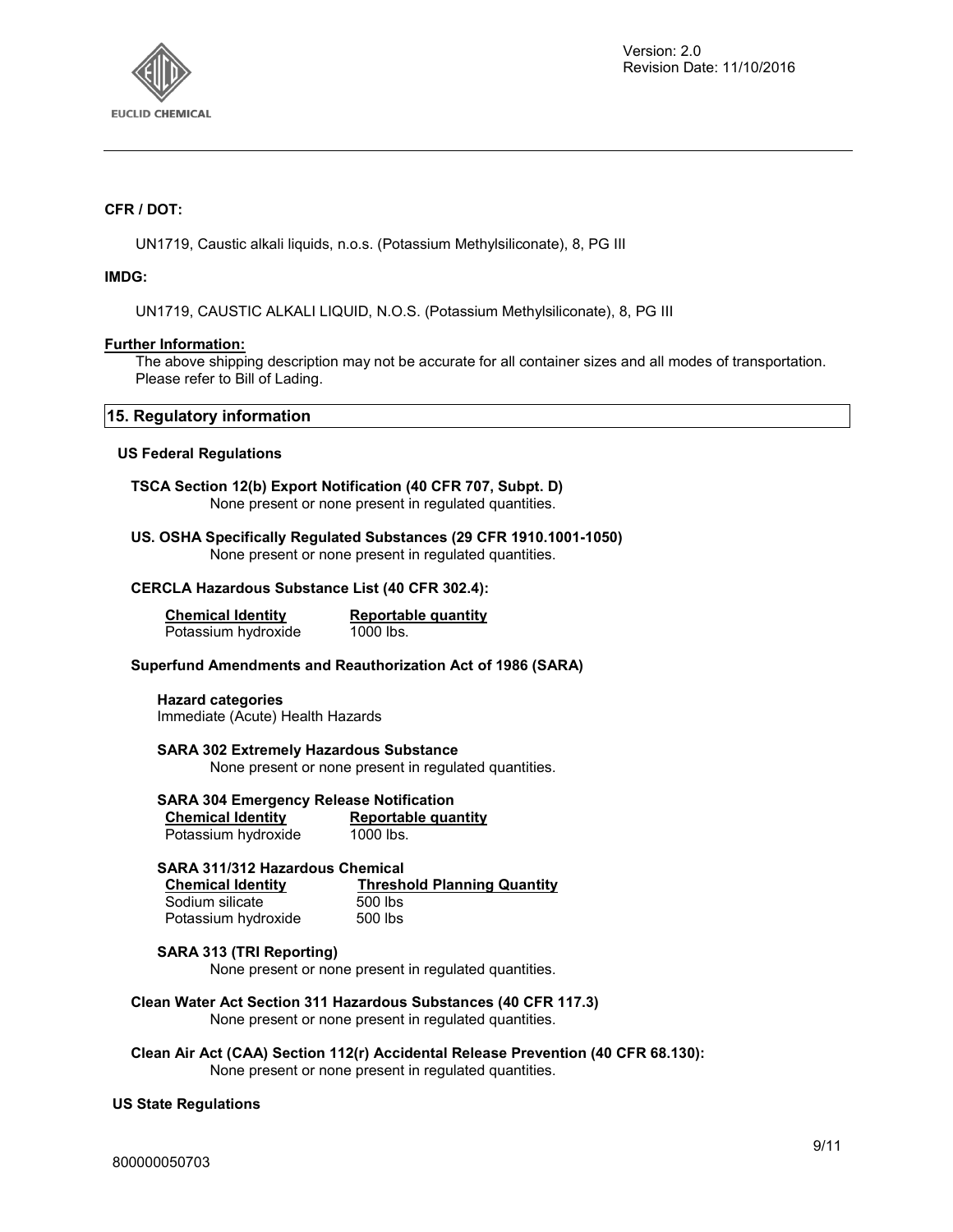**CFR / DOT:**

UN1719, Caustic alkali liquids, n.o.s. (Potassium Methylsiliconate), 8, PG III

**IMDG:**

UN1719, CAUSTIC ALKALI LIQUID, N.O.S. (Potassium Methylsiliconate), 8, PG III

**Further Information:**

The above shipping description may not be accurate for all container sizes and all modes of transportation. Please refer to Bill of Lading.

## 15. Regulatory information

### US Federal Regulations

**TSCA Section 12(b) Export Notification (40 CFR 707, Subpt. D)**

None present or none present in regulated quantities.

**US. OSHA Specifically Regulated Substances (29 CFR 1910.1001-1050)**

None present or none present in regulated quantities.

**CERCLA Hazardous Substance List (40 CFR 302.4):**

| Chemical Identity | Reportable quantity |
|---|---|
| Potassium hydroxide | 1000 lbs. |

**Superfund Amendments and Reauthorization Act of 1986 (SARA)**

**Hazard categories**

Immediate (Acute) Health Hazards

**SARA 302 Extremely Hazardous Substance**

None present or none present in regulated quantities.

**SARA 304 Emergency Release Notification**

| Chemical Identity | Reportable quantity |
|---|---|
| Potassium hydroxide | 1000 lbs. |

**SARA 311/312 Hazardous Chemical**

| Chemical Identity | Threshold Planning Quantity |
|---|---|
| Sodium silicate | 500 lbs |
| Potassium hydroxide | 500 lbs |

**SARA 313 (TRI Reporting)**

None present or none present in regulated quantities.

**Clean Water Act Section 311 Hazardous Substances (40 CFR 117.3)**

None present or none present in regulated quantities.

**Clean Air Act (CAA) Section 112(r) Accidental Release Prevention (40 CFR 68.130):**

None present or none present in regulated quantities.

### US State Regulations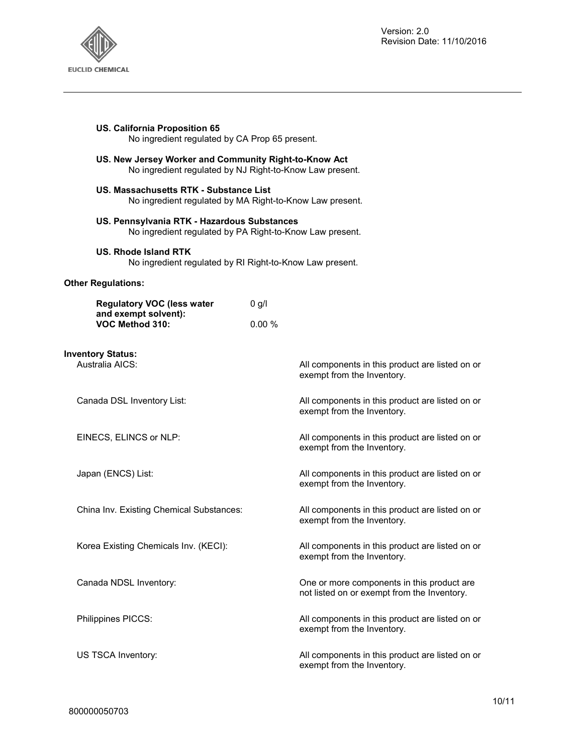**US. California Proposition 65**

No ingredient regulated by CA Prop 65 present.

**US. New Jersey Worker and Community Right-to-Know Act**

No ingredient regulated by NJ Right-to-Know Law present.

**US. Massachusetts RTK - Substance List**

No ingredient regulated by MA Right-to-Know Law present.

**US. Pennsylvania RTK - Hazardous Substances**

No ingredient regulated by PA Right-to-Know Law present.

**US. Rhode Island RTK**

No ingredient regulated by RI Right-to-Know Law present.

**Other Regulations:**

| | |
|---|---|
| **Regulatory VOC (less water and exempt solvent):** | 0 g/l |
| **VOC Method 310:** | 0.00 % |

**Inventory Status:**

| | |
|---|---|
| Australia AICS: | All components in this product are listed on or exempt from the Inventory. |
| Canada DSL Inventory List: | All components in this product are listed on or exempt from the Inventory. |
| EINECS, ELINCS or NLP: | All components in this product are listed on or exempt from the Inventory. |
| Japan (ENCS) List: | All components in this product are listed on or exempt from the Inventory. |
| China Inv. Existing Chemical Substances: | All components in this product are listed on or exempt from the Inventory. |
| Korea Existing Chemicals Inv. (KECI): | All components in this product are listed on or exempt from the Inventory. |
| Canada NDSL Inventory: | One or more components in this product are not listed on or exempt from the Inventory. |
| Philippines PICCS: | All components in this product are listed on or exempt from the Inventory. |
| US TSCA Inventory: | All components in this product are listed on or exempt from the Inventory. |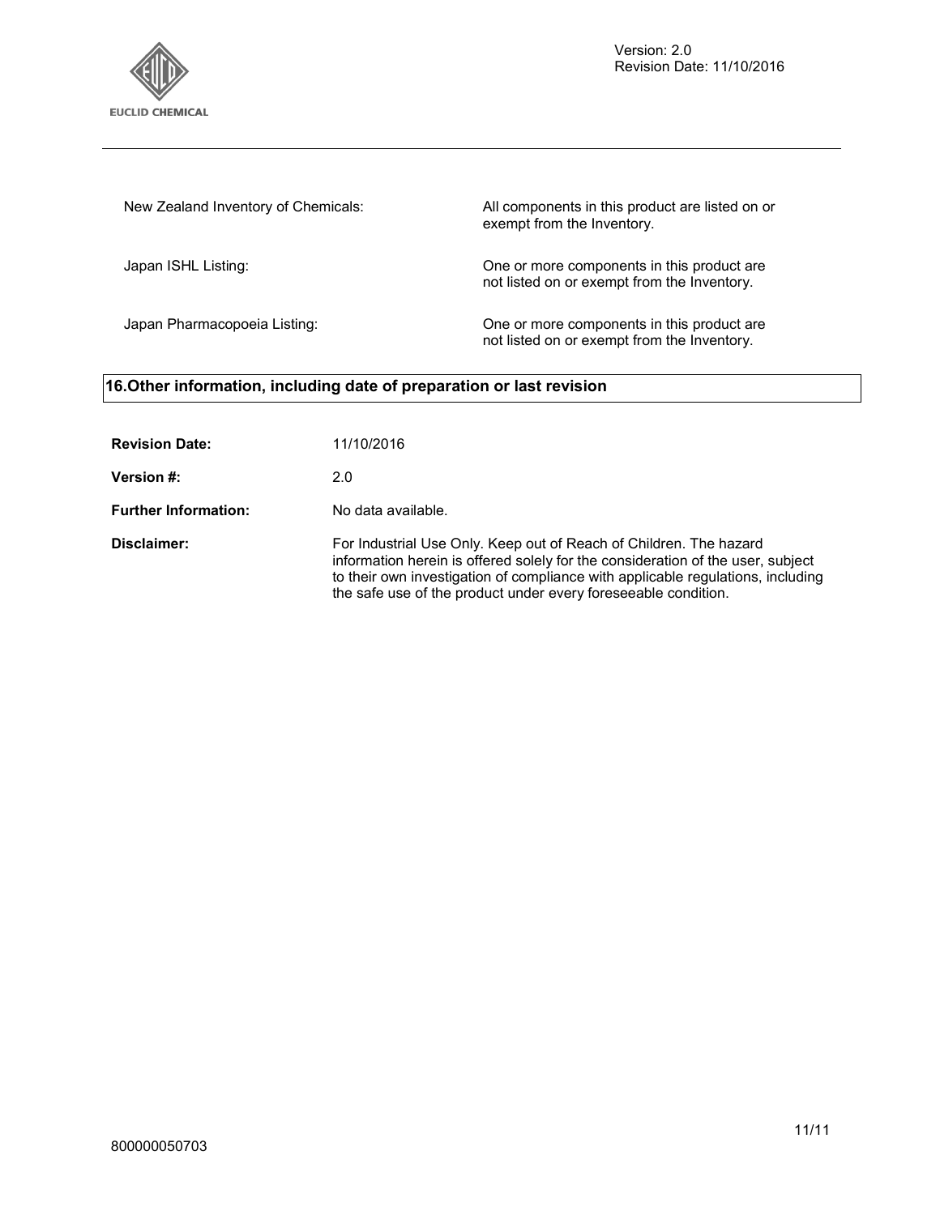| | |
|---|---|
| New Zealand Inventory of Chemicals: | All components in this product are listed on or exempt from the Inventory. |
| Japan ISHL Listing: | One or more components in this product are not listed on or exempt from the Inventory. |
| Japan Pharmacopoeia Listing: | One or more components in this product are not listed on or exempt from the Inventory. |

## 16.Other information, including date of preparation or last revision

| | |
|---|---|
| **Revision Date:** | 11/10/2016 |
| **Version #:** | 2.0 |
| **Further Information:** | No data available. |
| **Disclaimer:** | For Industrial Use Only. Keep out of Reach of Children. The hazard information herein is offered solely for the consideration of the user, subject to their own investigation of compliance with applicable regulations, including the safe use of the product under every foreseeable condition. |